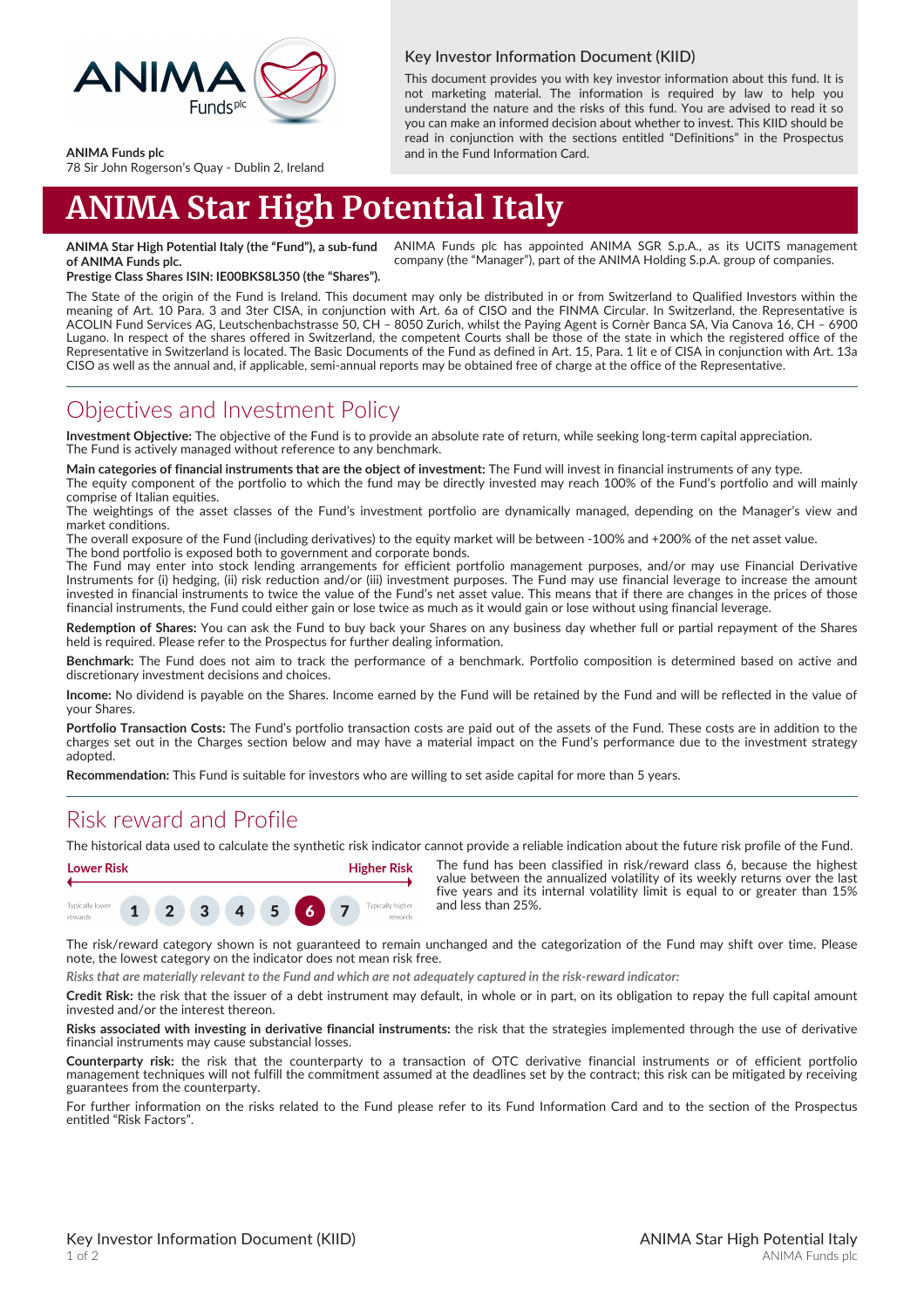**ANIMA Funds plc**
78 Sir John Rogerson's Quay - Dublin 2, Ireland

### Key Investor Information Document (KIID)

This document provides you with key investor information about this fund. It is not marketing material. The information is required by law to help you understand the nature and the risks of this fund. You are advised to read it so you can make an informed decision about whether to invest. This KIID should be read in conjunction with the sections entitled "Definitions" in the Prospectus and in the Fund Information Card.

# ANIMA Star High Potential Italy

**ANIMA Star High Potential Italy (the "Fund"), a sub-fund of ANIMA Funds plc.**
**Prestige Class Shares ISIN: IE00BKS8L350 (the "Shares").**

ANIMA Funds plc has appointed ANIMA SGR S.p.A., as its UCITS management company (the "Manager"), part of the ANIMA Holding S.p.A. group of companies.

The State of the origin of the Fund is Ireland. This document may only be distributed in or from Switzerland to Qualified Investors within the meaning of Art. 10 Para. 3 and 3ter CISA, in conjunction with Art. 6a of CISO and the FINMA Circular. In Switzerland, the Representative is ACOLIN Fund Services AG, Leutschenbachstrasse 50, CH – 8050 Zurich, whilst the Paying Agent is Cornèr Banca SA, Via Canova 16, CH – 6900 Lugano. In respect of the shares offered in Switzerland, the competent Courts shall be those of the state in which the registered office of the Representative in Switzerland is located. The Basic Documents of the Fund as defined in Art. 15, Para. 1 lit e of CISA in conjunction with Art. 13a CISO as well as the annual and, if applicable, semi-annual reports may be obtained free of charge at the office of the Representative.

## Objectives and Investment Policy

**Investment Objective:** The objective of the Fund is to provide an absolute rate of return, while seeking long-term capital appreciation.
The Fund is actively managed without reference to any benchmark.

**Main categories of financial instruments that are the object of investment:** The Fund will invest in financial instruments of any type.
The equity component of the portfolio to which the fund may be directly invested may reach 100% of the Fund's portfolio and will mainly comprise of Italian equities.
The weightings of the asset classes of the Fund's investment portfolio are dynamically managed, depending on the Manager's view and market conditions.
The overall exposure of the Fund (including derivatives) to the equity market will be between -100% and +200% of the net asset value.
The bond portfolio is exposed both to government and corporate bonds.
The Fund may enter into stock lending arrangements for efficient portfolio management purposes, and/or may use Financial Derivative Instruments for (i) hedging, (ii) risk reduction and/or (iii) investment purposes. The Fund may use financial leverage to increase the amount invested in financial instruments to twice the value of the Fund's net asset value. This means that if there are changes in the prices of those financial instruments, the Fund could either gain or lose twice as much as it would gain or lose without using financial leverage.

**Redemption of Shares:** You can ask the Fund to buy back your Shares on any business day whether full or partial repayment of the Shares held is required. Please refer to the Prospectus for further dealing information.

**Benchmark:** The Fund does not aim to track the performance of a benchmark. Portfolio composition is determined based on active and discretionary investment decisions and choices.

**Income:** No dividend is payable on the Shares. Income earned by the Fund will be retained by the Fund and will be reflected in the value of your Shares.

**Portfolio Transaction Costs:** The Fund's portfolio transaction costs are paid out of the assets of the Fund. These costs are in addition to the charges set out in the Charges section below and may have a material impact on the Fund's performance due to the investment strategy adopted.

**Recommendation:** This Fund is suitable for investors who are willing to set aside capital for more than 5 years.

## Risk reward and Profile

The historical data used to calculate the synthetic risk indicator cannot provide a reliable indication about the future risk profile of the Fund.

| Lower Risk | | | | | | | Higher Risk |
|---|---|---|---|---|---|---|---|
| Typically lower rewards | | | | | | | Typically higher rewards |
| 1 | 2 | 3 | 4 | 5 | **6** | 7 | |

The fund has been classified in risk/reward class 6, because the highest value between the annualized volatility of its weekly returns over the last five years and its internal volatility limit is equal to or greater than 15% and less than 25%.

The risk/reward category shown is not guaranteed to remain unchanged and the categorization of the Fund may shift over time. Please note, the lowest category on the indicator does not mean risk free.

***Risks that are materially relevant to the Fund and which are not adequately captured in the risk-reward indicator:***

**Credit Risk:** the risk that the issuer of a debt instrument may default, in whole or in part, on its obligation to repay the full capital amount invested and/or the interest thereon.

**Risks associated with investing in derivative financial instruments:** the risk that the strategies implemented through the use of derivative financial instruments may cause substancial losses.

**Counterparty risk:** the risk that the counterparty to a transaction of OTC derivative financial instruments or of efficient portfolio management techniques will not fulfill the commitment assumed at the deadlines set by the contract; this risk can be mitigated by receiving guarantees from the counterparty.

For further information on the risks related to the Fund please refer to its Fund Information Card and to the section of the Prospectus entitled "Risk Factors".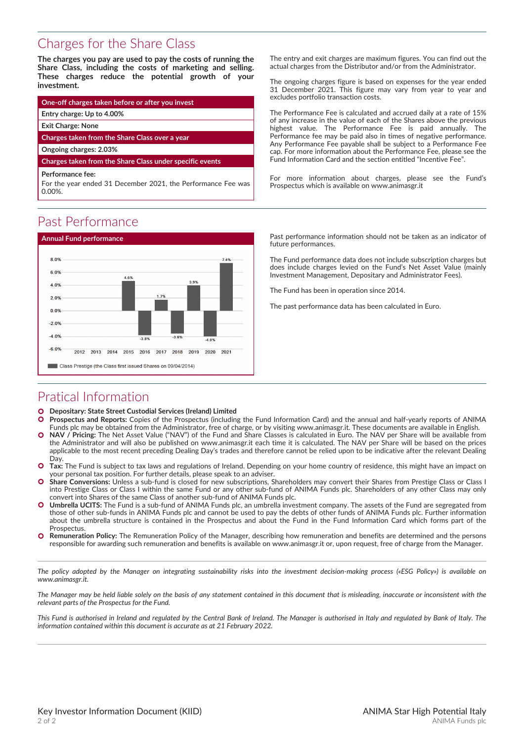## Charges for the Share Class

**The charges you pay are used to pay the costs of running the Share Class, including the costs of marketing and selling. These charges reduce the potential growth of your investment.**

| |
|---|
| **One-off charges taken before or after you invest** |
| **Entry charge: Up to 4.00%** |
| **Exit Charge: None** |
| **Charges taken from the Share Class over a year** |
| **Ongoing charges: 2.03%** |
| **Charges taken from the Share Class under specific events** |
| **Performance fee:** For the year ended 31 December 2021, the Performance Fee was 0.00%. |

The entry and exit charges are maximum figures. You can find out the actual charges from the Distributor and/or from the Administrator.

The ongoing charges figure is based on expenses for the year ended 31 December 2021. This figure may vary from year to year and excludes portfolio transaction costs.

The Performance Fee is calculated and accrued daily at a rate of 15% of any increase in the value of each of the Shares above the previous highest value. The Performance Fee is paid annually. The Performance fee may be paid also in times of negative performance. Any Performance Fee payable shall be subject to a Performance Fee cap. For more information about the Performance Fee, please see the Fund Information Card and the section entitled "Incentive Fee".

For more information about charges, please see the Fund's Prospectus which is available on www.animasgr.it

## Past Performance

**Annual Fund performance**

8.0%
6.0%
4.0%
2.0%
0.0%
-2.0%
-4.0%
-6.0%

4.6%
-3.8%
1.7%
-3.6%
3.9%
-4.0%
7.4%

2012 2013 2014 2015 2016 2017 2018 2019 2020 2021

Class Prestige (the Class first issued Shares on 09/04/2014)

Past performance information should not be taken as an indicator of future performances.

The Fund performance data does not include subscription charges but does include charges levied on the Fund's Net Asset Value (mainly Investment Management, Depositary and Administrator Fees).

The Fund has been in operation since 2014.

The past performance data has been calculated in Euro.

## Pratical Information

- **Depositary: State Street Custodial Services (Ireland) Limited**
- **Prospectus and Reports:** Copies of the Prospectus (including the Fund Information Card) and the annual and half-yearly reports of ANIMA Funds plc may be obtained from the Administrator, free of charge, or by visiting www.animasgr.it. These documents are available in English.
- **NAV / Pricing:** The Net Asset Value ("NAV") of the Fund and Share Classes is calculated in Euro. The NAV per Share will be available from the Administrator and will also be published on www.animasgr.it each time it is calculated. The NAV per Share will be based on the prices applicable to the most recent preceding Dealing Day's trades and therefore cannot be relied upon to be indicative after the relevant Dealing Day.
- **Tax:** The Fund is subject to tax laws and regulations of Ireland. Depending on your home country of residence, this might have an impact on your personal tax position. For further details, please speak to an adviser.
- **Share Conversions:** Unless a sub-fund is closed for new subscriptions, Shareholders may convert their Shares from Prestige Class or Class I into Prestige Class or Class I within the same Fund or any other sub-fund of ANIMA Funds plc. Shareholders of any other Class may only convert into Shares of the same Class of another sub-fund of ANIMA Funds plc.
- **Umbrella UCITS:** The Fund is a sub-fund of ANIMA Funds plc, an umbrella investment company. The assets of the Fund are segregated from those of other sub-funds in ANIMA Funds plc and cannot be used to pay the debts of other funds of ANIMA Funds plc. Further information about the umbrella structure is contained in the Prospectus and about the Fund in the Fund Information Card which forms part of the Prospectus.
- **Remuneration Policy:** The Remuneration Policy of the Manager, describing how remuneration and benefits are determined and the persons responsible for awarding such remuneration and benefits is available on www.animasgr.it or, upon request, free of charge from the Manager.

*The policy adopted by the Manager on integrating sustainability risks into the investment decision-making process («ESG Policy») is available on www.animasgr.it.*

*The Manager may be held liable solely on the basis of any statement contained in this document that is misleading, inaccurate or inconsistent with the relevant parts of the Prospectus for the Fund.*

*This Fund is authorised in Ireland and regulated by the Central Bank of Ireland. The Manager is authorised in Italy and regulated by Bank of Italy. The information contained within this document is accurate as at 21 February 2022.*